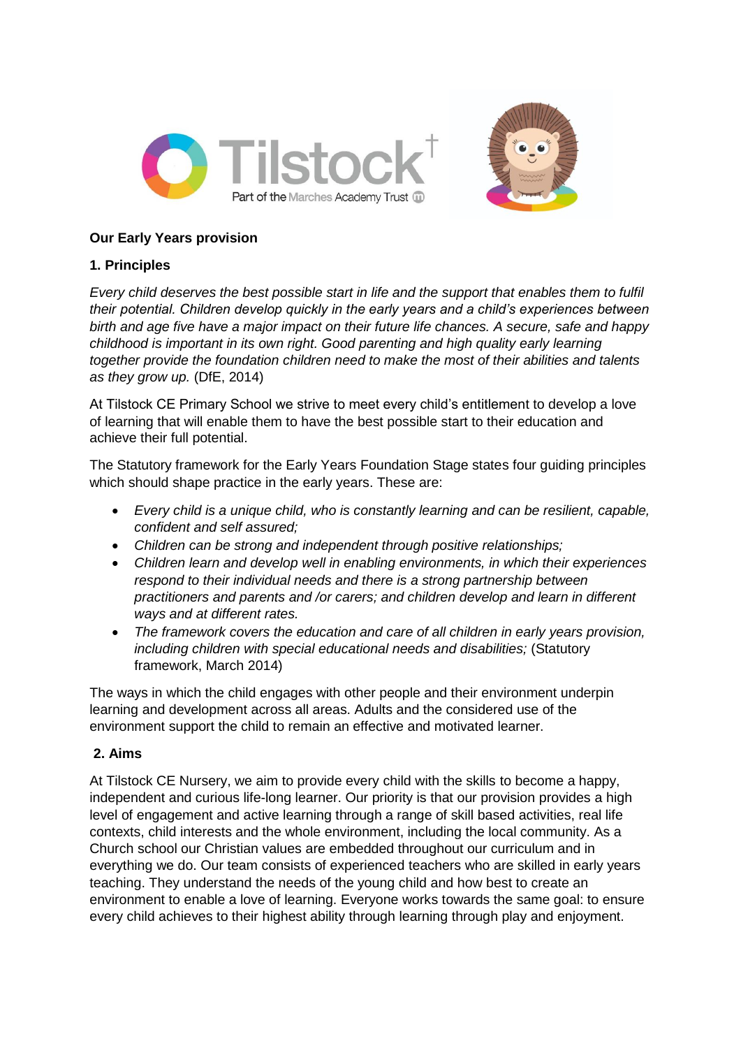## Our Early Years provision

### 1. Principles

*Every child deserves the best possible start in life and the support that enables them to fulfil their potential. Children develop quickly in the early years and a child's experiences between birth and age five have a major impact on their future life chances. A secure, safe and happy childhood is important in its own right. Good parenting and high quality early learning together provide the foundation children need to make the most of their abilities and talents as they grow up.* (DfE, 2014)

At Tilstock CE Primary School we strive to meet every child's entitlement to develop a love of learning that will enable them to have the best possible start to their education and achieve their full potential.

The Statutory framework for the Early Years Foundation Stage states four guiding principles which should shape practice in the early years. These are:

- *Every child is a unique child, who is constantly learning and can be resilient, capable, confident and self assured;*
- *Children can be strong and independent through positive relationships;*
- *Children learn and develop well in enabling environments, in which their experiences respond to their individual needs and there is a strong partnership between practitioners and parents and /or carers; and children develop and learn in different ways and at different rates.*
- *The framework covers the education and care of all children in early years provision, including children with special educational needs and disabilities;* (Statutory framework, March 2014)

The ways in which the child engages with other people and their environment underpin learning and development across all areas. Adults and the considered use of the environment support the child to remain an effective and motivated learner.

### 2. Aims

At Tilstock CE Nursery, we aim to provide every child with the skills to become a happy, independent and curious life-long learner. Our priority is that our provision provides a high level of engagement and active learning through a range of skill based activities, real life contexts, child interests and the whole environment, including the local community. As a Church school our Christian values are embedded throughout our curriculum and in everything we do. Our team consists of experienced teachers who are skilled in early years teaching. They understand the needs of the young child and how best to create an environment to enable a love of learning. Everyone works towards the same goal: to ensure every child achieves to their highest ability through learning through play and enjoyment.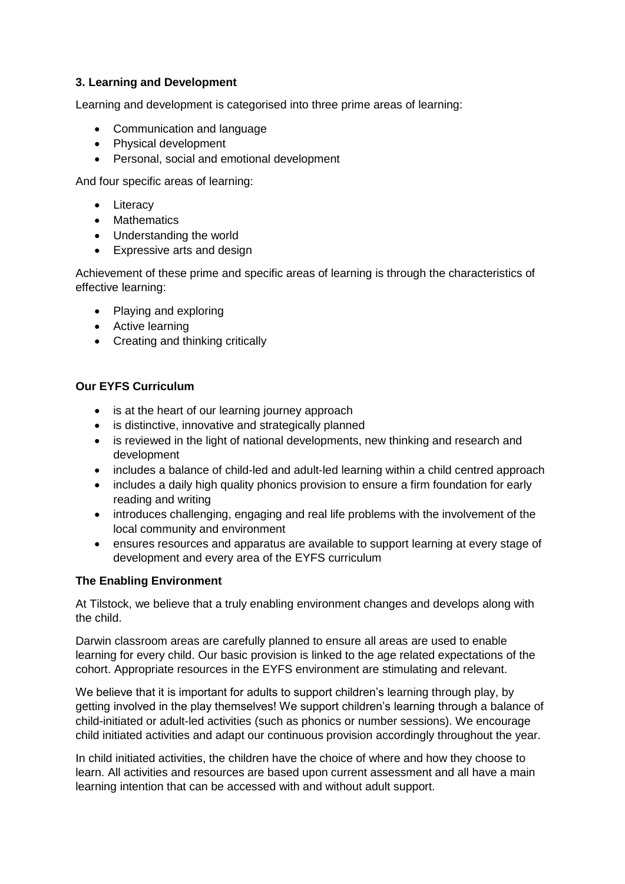### 3. Learning and Development

Learning and development is categorised into three prime areas of learning:

- Communication and language
- Physical development
- Personal, social and emotional development

And four specific areas of learning:

- Literacy
- Mathematics
- Understanding the world
- Expressive arts and design

Achievement of these prime and specific areas of learning is through the characteristics of effective learning:

- Playing and exploring
- Active learning
- Creating and thinking critically

**Our EYFS Curriculum**

- is at the heart of our learning journey approach
- is distinctive, innovative and strategically planned
- is reviewed in the light of national developments, new thinking and research and development
- includes a balance of child-led and adult-led learning within a child centred approach
- includes a daily high quality phonics provision to ensure a firm foundation for early reading and writing
- introduces challenging, engaging and real life problems with the involvement of the local community and environment
- ensures resources and apparatus are available to support learning at every stage of development and every area of the EYFS curriculum

**The Enabling Environment**

At Tilstock, we believe that a truly enabling environment changes and develops along with the child.

Darwin classroom areas are carefully planned to ensure all areas are used to enable learning for every child. Our basic provision is linked to the age related expectations of the cohort. Appropriate resources in the EYFS environment are stimulating and relevant.

We believe that it is important for adults to support children's learning through play, by getting involved in the play themselves! We support children's learning through a balance of child-initiated or adult-led activities (such as phonics or number sessions). We encourage child initiated activities and adapt our continuous provision accordingly throughout the year.

In child initiated activities, the children have the choice of where and how they choose to learn. All activities and resources are based upon current assessment and all have a main learning intention that can be accessed with and without adult support.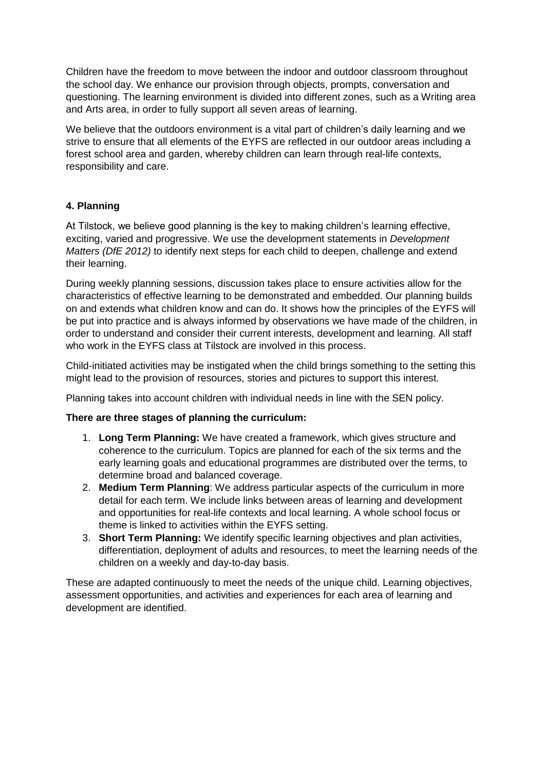Children have the freedom to move between the indoor and outdoor classroom throughout the school day. We enhance our provision through objects, prompts, conversation and questioning. The learning environment is divided into different zones, such as a Writing area and Arts area, in order to fully support all seven areas of learning.

We believe that the outdoors environment is a vital part of children's daily learning and we strive to ensure that all elements of the EYFS are reflected in our outdoor areas including a forest school area and garden, whereby children can learn through real-life contexts, responsibility and care.

#### 4. Planning

At Tilstock, we believe good planning is the key to making children's learning effective, exciting, varied and progressive. We use the development statements in *Development Matters (DfE 2012)* to identify next steps for each child to deepen, challenge and extend their learning.

During weekly planning sessions, discussion takes place to ensure activities allow for the characteristics of effective learning to be demonstrated and embedded. Our planning builds on and extends what children know and can do. It shows how the principles of the EYFS will be put into practice and is always informed by observations we have made of the children, in order to understand and consider their current interests, development and learning. All staff who work in the EYFS class at Tilstock are involved in this process.

Child-initiated activities may be instigated when the child brings something to the setting this might lead to the provision of resources, stories and pictures to support this interest.

Planning takes into account children with individual needs in line with the SEN policy.

**There are three stages of planning the curriculum:**

1. **Long Term Planning:** We have created a framework, which gives structure and coherence to the curriculum. Topics are planned for each of the six terms and the early learning goals and educational programmes are distributed over the terms, to determine broad and balanced coverage.
2. **Medium Term Planning**: We address particular aspects of the curriculum in more detail for each term. We include links between areas of learning and development and opportunities for real-life contexts and local learning. A whole school focus or theme is linked to activities within the EYFS setting.
3. **Short Term Planning:** We identify specific learning objectives and plan activities, differentiation, deployment of adults and resources, to meet the learning needs of the children on a weekly and day-to-day basis.

These are adapted continuously to meet the needs of the unique child. Learning objectives, assessment opportunities, and activities and experiences for each area of learning and development are identified.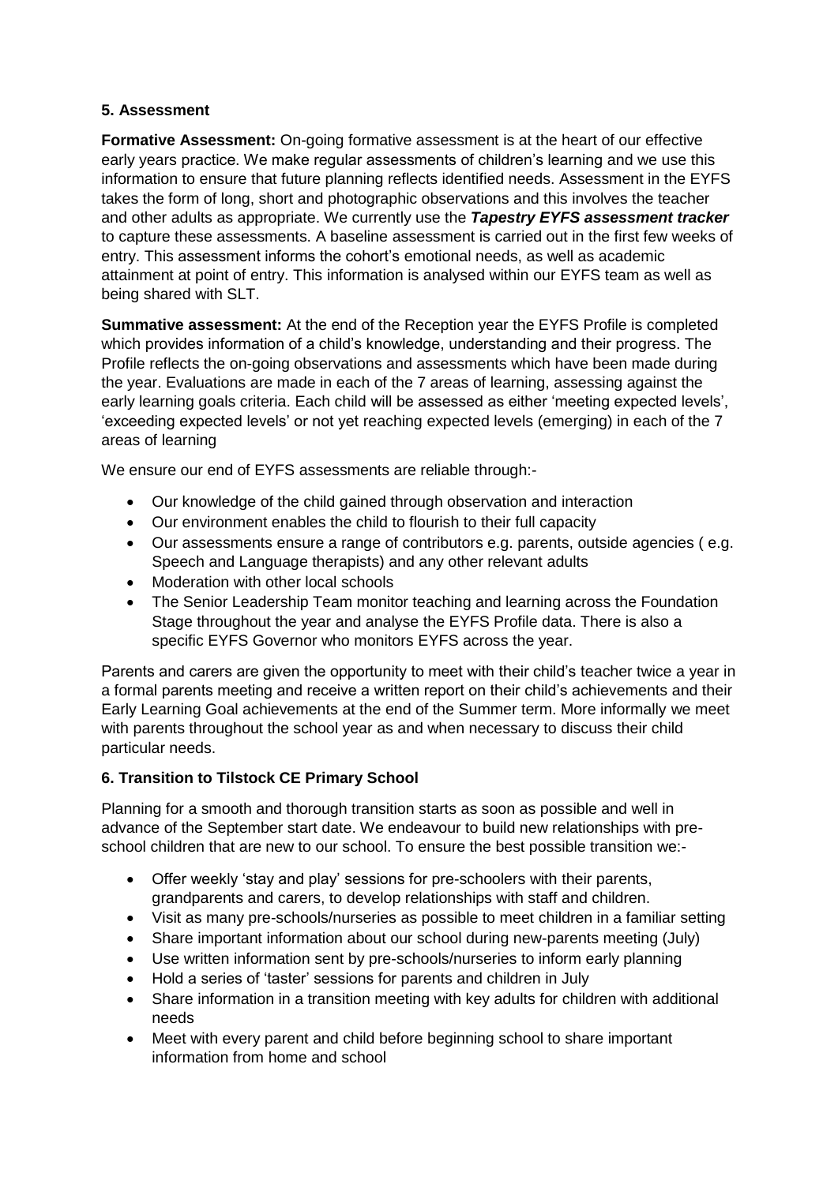### 5. Assessment

**Formative Assessment:** On-going formative assessment is at the heart of our effective early years practice. We make regular assessments of children's learning and we use this information to ensure that future planning reflects identified needs. Assessment in the EYFS takes the form of long, short and photographic observations and this involves the teacher and other adults as appropriate. We currently use the ***Tapestry EYFS assessment tracker*** to capture these assessments. A baseline assessment is carried out in the first few weeks of entry. This assessment informs the cohort's emotional needs, as well as academic attainment at point of entry. This information is analysed within our EYFS team as well as being shared with SLT.

**Summative assessment:** At the end of the Reception year the EYFS Profile is completed which provides information of a child's knowledge, understanding and their progress. The Profile reflects the on-going observations and assessments which have been made during the year. Evaluations are made in each of the 7 areas of learning, assessing against the early learning goals criteria. Each child will be assessed as either 'meeting expected levels', 'exceeding expected levels' or not yet reaching expected levels (emerging) in each of the 7 areas of learning

We ensure our end of EYFS assessments are reliable through:-

- Our knowledge of the child gained through observation and interaction
- Our environment enables the child to flourish to their full capacity
- Our assessments ensure a range of contributors e.g. parents, outside agencies ( e.g. Speech and Language therapists) and any other relevant adults
- Moderation with other local schools
- The Senior Leadership Team monitor teaching and learning across the Foundation Stage throughout the year and analyse the EYFS Profile data. There is also a specific EYFS Governor who monitors EYFS across the year.

Parents and carers are given the opportunity to meet with their child's teacher twice a year in a formal parents meeting and receive a written report on their child's achievements and their Early Learning Goal achievements at the end of the Summer term. More informally we meet with parents throughout the school year as and when necessary to discuss their child particular needs.

### 6. Transition to Tilstock CE Primary School

Planning for a smooth and thorough transition starts as soon as possible and well in advance of the September start date. We endeavour to build new relationships with pre-school children that are new to our school. To ensure the best possible transition we:-

- Offer weekly 'stay and play' sessions for pre-schoolers with their parents, grandparents and carers, to develop relationships with staff and children.
- Visit as many pre-schools/nurseries as possible to meet children in a familiar setting
- Share important information about our school during new-parents meeting (July)
- Use written information sent by pre-schools/nurseries to inform early planning
- Hold a series of 'taster' sessions for parents and children in July
- Share information in a transition meeting with key adults for children with additional needs
- Meet with every parent and child before beginning school to share important information from home and school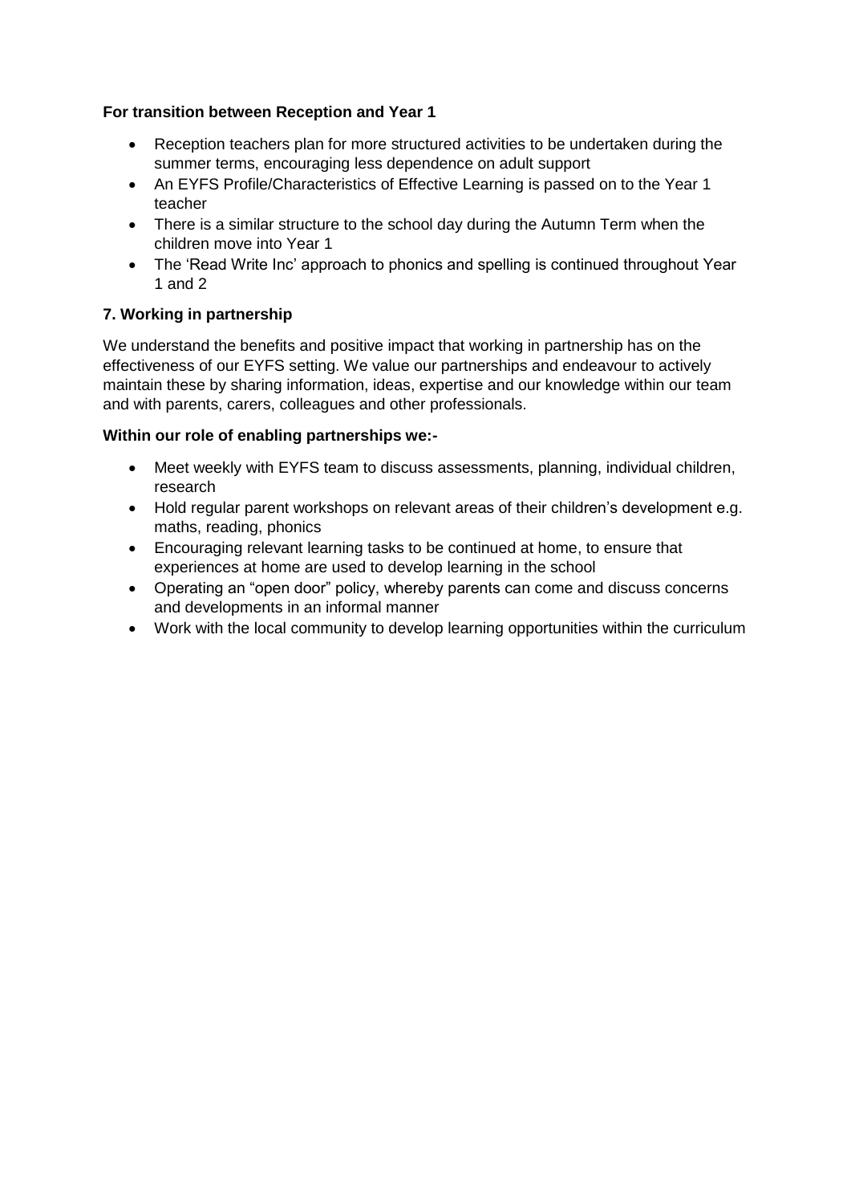**For transition between Reception and Year 1**

- Reception teachers plan for more structured activities to be undertaken during the summer terms, encouraging less dependence on adult support
- An EYFS Profile/Characteristics of Effective Learning is passed on to the Year 1 teacher
- There is a similar structure to the school day during the Autumn Term when the children move into Year 1
- The 'Read Write Inc' approach to phonics and spelling is continued throughout Year 1 and 2

## 7. Working in partnership

We understand the benefits and positive impact that working in partnership has on the effectiveness of our EYFS setting. We value our partnerships and endeavour to actively maintain these by sharing information, ideas, expertise and our knowledge within our team and with parents, carers, colleagues and other professionals.

**Within our role of enabling partnerships we:-**

- Meet weekly with EYFS team to discuss assessments, planning, individual children, research
- Hold regular parent workshops on relevant areas of their children's development e.g. maths, reading, phonics
- Encouraging relevant learning tasks to be continued at home, to ensure that experiences at home are used to develop learning in the school
- Operating an "open door" policy, whereby parents can come and discuss concerns and developments in an informal manner
- Work with the local community to develop learning opportunities within the curriculum